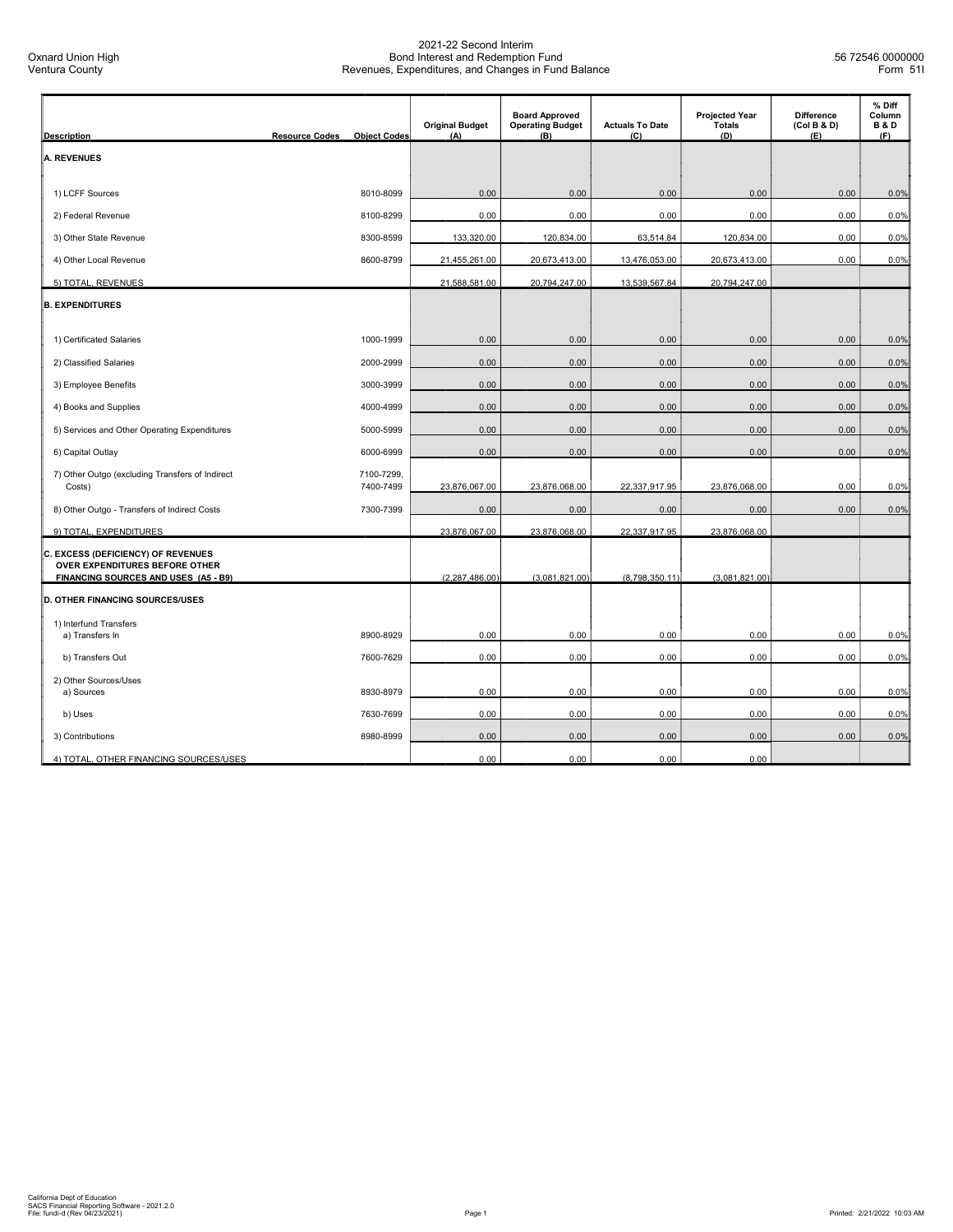Oxnard Union High
Ventura County

# 2021-22 Second Interim
## Bond Interest and Redemption Fund
## Revenues, Expenditures, and Changes in Fund Balance

56 72546 0000000
Form 51I

| Description | Resource Codes | Object Codes | Original Budget (A) | Board Approved Operating Budget (B) | Actuals To Date (C) | Projected Year Totals (D) | Difference (Col B & D) (E) | % Diff Column B & D (F) |
|---|---|---|---|---|---|---|---|---|
| **A. REVENUES** | | | | | | | | |
| 1) LCFF Sources | | 8010-8099 | 0.00 | 0.00 | 0.00 | 0.00 | 0.00 | 0.0% |
| 2) Federal Revenue | | 8100-8299 | 0.00 | 0.00 | 0.00 | 0.00 | 0.00 | 0.0% |
| 3) Other State Revenue | | 8300-8599 | 133,320.00 | 120,834.00 | 63,514.84 | 120,834.00 | 0.00 | 0.0% |
| 4) Other Local Revenue | | 8600-8799 | 21,455,261.00 | 20,673,413.00 | 13,476,053.00 | 20,673,413.00 | 0.00 | 0.0% |
| 5) TOTAL, REVENUES | | | 21,588,581.00 | 20,794,247.00 | 13,539,567.84 | 20,794,247.00 | | |
| **B. EXPENDITURES** | | | | | | | | |
| 1) Certificated Salaries | | 1000-1999 | 0.00 | 0.00 | 0.00 | 0.00 | 0.00 | 0.0% |
| 2) Classified Salaries | | 2000-2999 | 0.00 | 0.00 | 0.00 | 0.00 | 0.00 | 0.0% |
| 3) Employee Benefits | | 3000-3999 | 0.00 | 0.00 | 0.00 | 0.00 | 0.00 | 0.0% |
| 4) Books and Supplies | | 4000-4999 | 0.00 | 0.00 | 0.00 | 0.00 | 0.00 | 0.0% |
| 5) Services and Other Operating Expenditures | | 5000-5999 | 0.00 | 0.00 | 0.00 | 0.00 | 0.00 | 0.0% |
| 6) Capital Outlay | | 6000-6999 | 0.00 | 0.00 | 0.00 | 0.00 | 0.00 | 0.0% |
| 7) Other Outgo (excluding Transfers of Indirect Costs) | | 7100-7299, 7400-7499 | 23,876,067.00 | 23,876,068.00 | 22,337,917.95 | 23,876,068.00 | 0.00 | 0.0% |
| 8) Other Outgo - Transfers of Indirect Costs | | 7300-7399 | 0.00 | 0.00 | 0.00 | 0.00 | 0.00 | 0.0% |
| 9) TOTAL, EXPENDITURES | | | 23,876,067.00 | 23,876,068.00 | 22,337,917.95 | 23,876,068.00 | | |
| **C. EXCESS (DEFICIENCY) OF REVENUES OVER EXPENDITURES BEFORE OTHER FINANCING SOURCES AND USES (A5 - B9)** | | | (2,287,486.00) | (3,081,821.00) | (8,798,350.11) | (3,081,821.00) | | |
| **D. OTHER FINANCING SOURCES/USES** | | | | | | | | |
| 1) Interfund Transfers | | | | | | | | |
| a) Transfers In | | 8900-8929 | 0.00 | 0.00 | 0.00 | 0.00 | 0.00 | 0.0% |
| b) Transfers Out | | 7600-7629 | 0.00 | 0.00 | 0.00 | 0.00 | 0.00 | 0.0% |
| 2) Other Sources/Uses | | | | | | | | |
| a) Sources | | 8930-8979 | 0.00 | 0.00 | 0.00 | 0.00 | 0.00 | 0.0% |
| b) Uses | | 7630-7699 | 0.00 | 0.00 | 0.00 | 0.00 | 0.00 | 0.0% |
| 3) Contributions | | 8980-8999 | 0.00 | 0.00 | 0.00 | 0.00 | 0.00 | 0.0% |
| 4) TOTAL, OTHER FINANCING SOURCES/USES | | | 0.00 | 0.00 | 0.00 | 0.00 | | |

California Dept of Education
SACS Financial Reporting Software - 2021.2.0
File: fundi-d (Rev 04/23/2021)

Printed: 2/21/2022 10:03 AM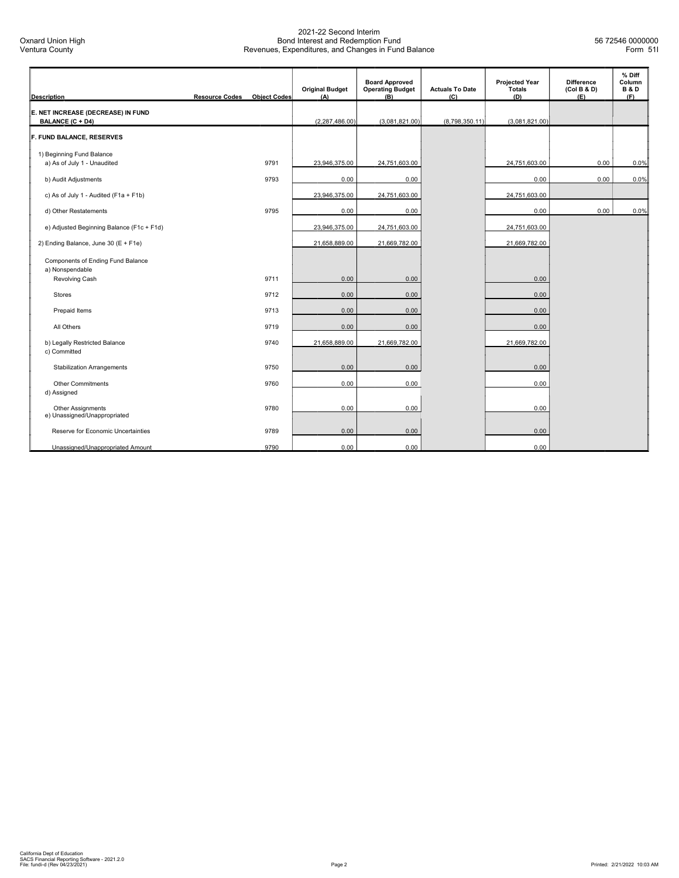Oxnard Union High
Ventura County

2021-22 Second Interim
Bond Interest and Redemption Fund
Revenues, Expenditures, and Changes in Fund Balance

56 72546 0000000
Form 51I

| Description | Resource Codes | Object Codes | Original Budget (A) | Board Approved Operating Budget (B) | Actuals To Date (C) | Projected Year Totals (D) | Difference (Col B & D) (E) | % Diff Column B & D (F) |
|---|---|---|---|---|---|---|---|---|
| **E. NET INCREASE (DECREASE) IN FUND BALANCE (C + D4)** | | | (2,287,486.00) | (3,081,821.00) | (8,798,350.11) | (3,081,821.00) | | |
| **F. FUND BALANCE, RESERVES** | | | | | | | | |
| 1) Beginning Fund Balance | | | | | | | | |
| a) As of July 1 - Unaudited | | 9791 | 23,946,375.00 | 24,751,603.00 | | 24,751,603.00 | 0.00 | 0.0% |
| b) Audit Adjustments | | 9793 | 0.00 | 0.00 | | 0.00 | 0.00 | 0.0% |
| c) As of July 1 - Audited (F1a + F1b) | | | 23,946,375.00 | 24,751,603.00 | | 24,751,603.00 | | |
| d) Other Restatements | | 9795 | 0.00 | 0.00 | | 0.00 | 0.00 | 0.0% |
| e) Adjusted Beginning Balance (F1c + F1d) | | | 23,946,375.00 | 24,751,603.00 | | 24,751,603.00 | | |
| 2) Ending Balance, June 30 (E + F1e) | | | 21,658,889.00 | 21,669,782.00 | | 21,669,782.00 | | |
| Components of Ending Fund Balance | | | | | | | | |
| a) Nonspendable | | | | | | | | |
| Revolving Cash | | 9711 | 0.00 | 0.00 | | 0.00 | | |
| Stores | | 9712 | 0.00 | 0.00 | | 0.00 | | |
| Prepaid Items | | 9713 | 0.00 | 0.00 | | 0.00 | | |
| All Others | | 9719 | 0.00 | 0.00 | | 0.00 | | |
| b) Legally Restricted Balance | | 9740 | 21,658,889.00 | 21,669,782.00 | | 21,669,782.00 | | |
| c) Committed | | | | | | | | |
| Stabilization Arrangements | | 9750 | 0.00 | 0.00 | | 0.00 | | |
| Other Commitments | | 9760 | 0.00 | 0.00 | | 0.00 | | |
| d) Assigned | | | | | | | | |
| Other Assignments | | 9780 | 0.00 | 0.00 | | 0.00 | | |
| e) Unassigned/Unappropriated | | | | | | | | |
| Reserve for Economic Uncertainties | | 9789 | 0.00 | 0.00 | | 0.00 | | |
| Unassigned/Unappropriated Amount | | 9790 | 0.00 | 0.00 | | 0.00 | | |

California Dept of Education
SACS Financial Reporting Software - 2021.2.0
File: fundi-d (Rev 04/23/2021)

Printed: 2/21/2022 10:03 AM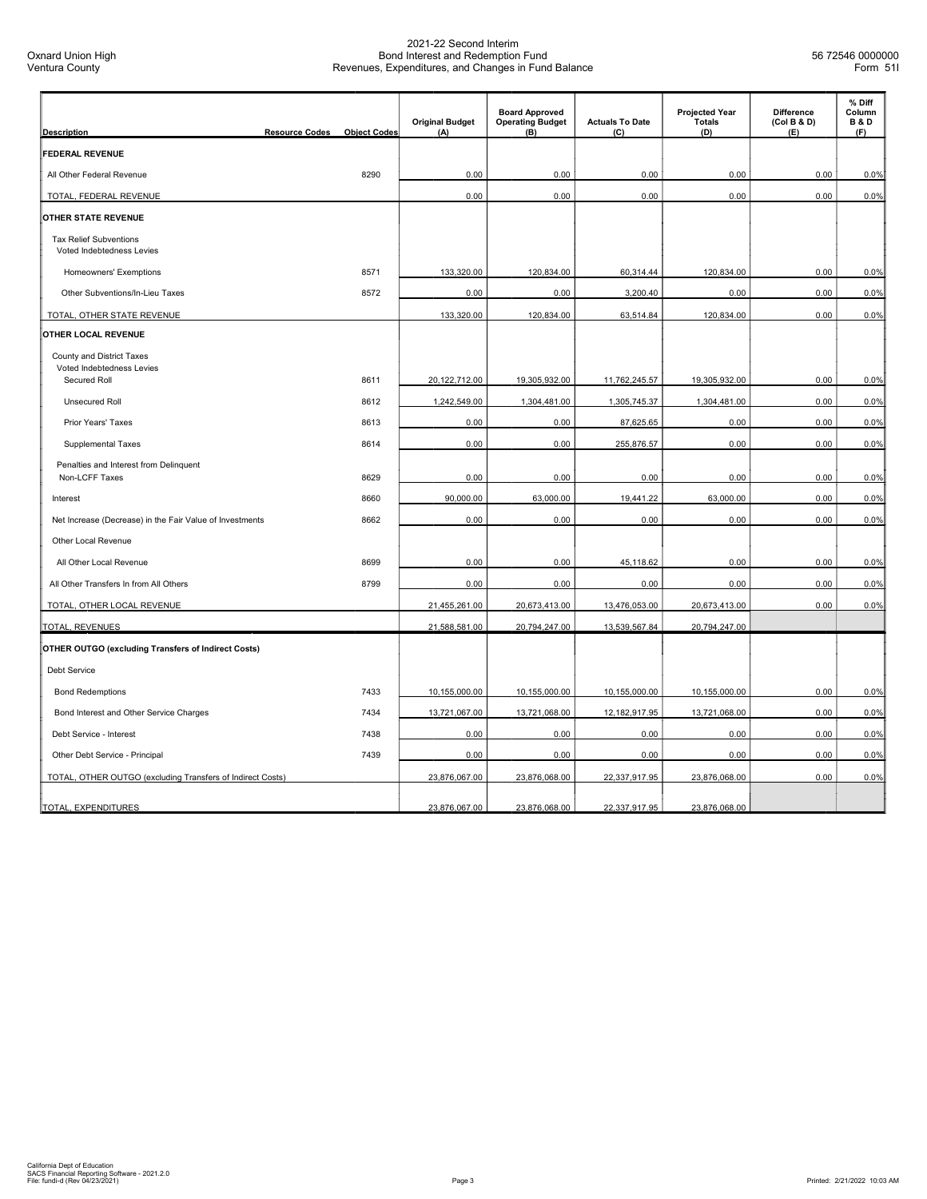# 2021-22 Second Interim
## Bond Interest and Redemption Fund
## Revenues, Expenditures, and Changes in Fund Balance

Oxnard Union High
Ventura County

56 72546 0000000
Form 51I

| Description | Resource Codes | Object Codes | Original Budget (A) | Board Approved Operating Budget (B) | Actuals To Date (C) | Projected Year Totals (D) | Difference (Col B & D) (E) | % Diff Column B & D (F) |
|---|---|---|---|---|---|---|---|---|
| **FEDERAL REVENUE** | | | | | | | | |
| All Other Federal Revenue | | 8290 | 0.00 | 0.00 | 0.00 | 0.00 | 0.00 | 0.0% |
| TOTAL, FEDERAL REVENUE | | | 0.00 | 0.00 | 0.00 | 0.00 | 0.00 | 0.0% |
| **OTHER STATE REVENUE** | | | | | | | | |
| Tax Relief Subventions Voted Indebtedness Levies | | | | | | | | |
| Homeowners' Exemptions | | 8571 | 133,320.00 | 120,834.00 | 60,314.44 | 120,834.00 | 0.00 | 0.0% |
| Other Subventions/In-Lieu Taxes | | 8572 | 0.00 | 0.00 | 3,200.40 | 0.00 | 0.00 | 0.0% |
| TOTAL, OTHER STATE REVENUE | | | 133,320.00 | 120,834.00 | 63,514.84 | 120,834.00 | 0.00 | 0.0% |
| **OTHER LOCAL REVENUE** | | | | | | | | |
| County and District Taxes Voted Indebtedness Levies | | | | | | | | |
| Secured Roll | | 8611 | 20,122,712.00 | 19,305,932.00 | 11,762,245.57 | 19,305,932.00 | 0.00 | 0.0% |
| Unsecured Roll | | 8612 | 1,242,549.00 | 1,304,481.00 | 1,305,745.37 | 1,304,481.00 | 0.00 | 0.0% |
| Prior Years' Taxes | | 8613 | 0.00 | 0.00 | 87,625.65 | 0.00 | 0.00 | 0.0% |
| Supplemental Taxes | | 8614 | 0.00 | 0.00 | 255,876.57 | 0.00 | 0.00 | 0.0% |
| Penalties and Interest from Delinquent Non-LCFF Taxes | | 8629 | 0.00 | 0.00 | 0.00 | 0.00 | 0.00 | 0.0% |
| Interest | | 8660 | 90,000.00 | 63,000.00 | 19,441.22 | 63,000.00 | 0.00 | 0.0% |
| Net Increase (Decrease) in the Fair Value of Investments | | 8662 | 0.00 | 0.00 | 0.00 | 0.00 | 0.00 | 0.0% |
| Other Local Revenue | | | | | | | | |
| All Other Local Revenue | | 8699 | 0.00 | 0.00 | 45,118.62 | 0.00 | 0.00 | 0.0% |
| All Other Transfers In from All Others | | 8799 | 0.00 | 0.00 | 0.00 | 0.00 | 0.00 | 0.0% |
| TOTAL, OTHER LOCAL REVENUE | | | 21,455,261.00 | 20,673,413.00 | 13,476,053.00 | 20,673,413.00 | 0.00 | 0.0% |
| TOTAL, REVENUES | | | 21,588,581.00 | 20,794,247.00 | 13,539,567.84 | 20,794,247.00 | | |
| **OTHER OUTGO (excluding Transfers of Indirect Costs)** | | | | | | | | |
| Debt Service | | | | | | | | |
| Bond Redemptions | | 7433 | 10,155,000.00 | 10,155,000.00 | 10,155,000.00 | 10,155,000.00 | 0.00 | 0.0% |
| Bond Interest and Other Service Charges | | 7434 | 13,721,067.00 | 13,721,068.00 | 12,182,917.95 | 13,721,068.00 | 0.00 | 0.0% |
| Debt Service - Interest | | 7438 | 0.00 | 0.00 | 0.00 | 0.00 | 0.00 | 0.0% |
| Other Debt Service - Principal | | 7439 | 0.00 | 0.00 | 0.00 | 0.00 | 0.00 | 0.0% |
| TOTAL, OTHER OUTGO (excluding Transfers of Indirect Costs) | | | 23,876,067.00 | 23,876,068.00 | 22,337,917.95 | 23,876,068.00 | 0.00 | 0.0% |
| TOTAL, EXPENDITURES | | | 23,876,067.00 | 23,876,068.00 | 22,337,917.95 | 23,876,068.00 | | |

California Dept of Education
SACS Financial Reporting Software - 2021.2.0
File: fundi-d (Rev 04/23/2021)

Printed: 2/21/2022 10:03 AM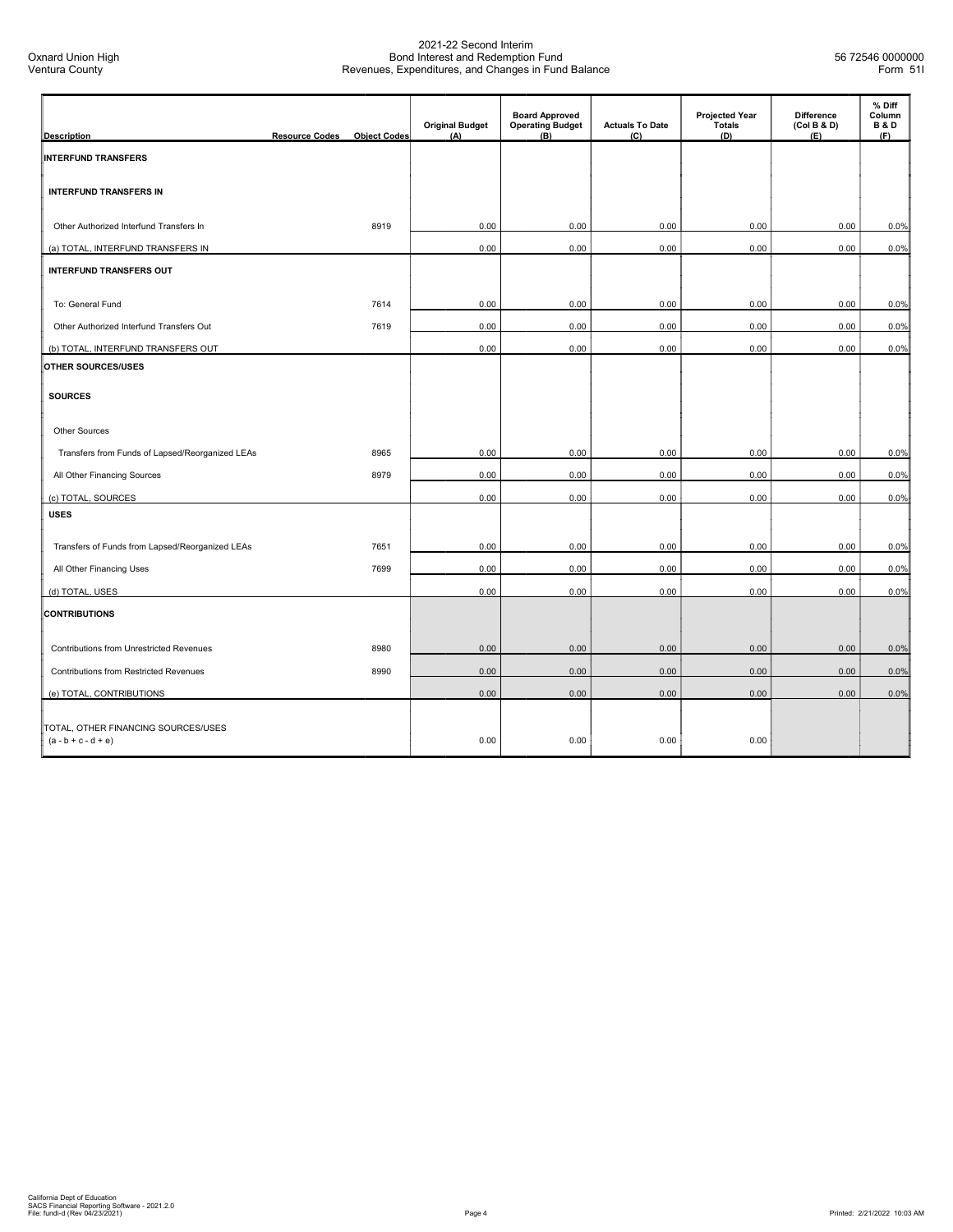Oxnard Union High
Ventura County

2021-22 Second Interim
Bond Interest and Redemption Fund
Revenues, Expenditures, and Changes in Fund Balance

56 72546 0000000
Form 51I

| Description | Resource Codes | Object Codes | Original Budget (A) | Board Approved Operating Budget (B) | Actuals To Date (C) | Projected Year Totals (D) | Difference (Col B & D) (E) | % Diff Column B & D (F) |
|---|---|---|---|---|---|---|---|---|
| **INTERFUND TRANSFERS** | | | | | | | | |
| **INTERFUND TRANSFERS IN** | | | | | | | | |
| Other Authorized Interfund Transfers In | | 8919 | 0.00 | 0.00 | 0.00 | 0.00 | 0.00 | 0.0% |
| (a) TOTAL, INTERFUND TRANSFERS IN | | | 0.00 | 0.00 | 0.00 | 0.00 | 0.00 | 0.0% |
| **INTERFUND TRANSFERS OUT** | | | | | | | | |
| To: General Fund | | 7614 | 0.00 | 0.00 | 0.00 | 0.00 | 0.00 | 0.0% |
| Other Authorized Interfund Transfers Out | | 7619 | 0.00 | 0.00 | 0.00 | 0.00 | 0.00 | 0.0% |
| (b) TOTAL, INTERFUND TRANSFERS OUT | | | 0.00 | 0.00 | 0.00 | 0.00 | 0.00 | 0.0% |
| **OTHER SOURCES/USES** | | | | | | | | |
| **SOURCES** | | | | | | | | |
| Other Sources | | | | | | | | |
| Transfers from Funds of Lapsed/Reorganized LEAs | | 8965 | 0.00 | 0.00 | 0.00 | 0.00 | 0.00 | 0.0% |
| All Other Financing Sources | | 8979 | 0.00 | 0.00 | 0.00 | 0.00 | 0.00 | 0.0% |
| (c) TOTAL, SOURCES | | | 0.00 | 0.00 | 0.00 | 0.00 | 0.00 | 0.0% |
| **USES** | | | | | | | | |
| Transfers of Funds from Lapsed/Reorganized LEAs | | 7651 | 0.00 | 0.00 | 0.00 | 0.00 | 0.00 | 0.0% |
| All Other Financing Uses | | 7699 | 0.00 | 0.00 | 0.00 | 0.00 | 0.00 | 0.0% |
| (d) TOTAL, USES | | | 0.00 | 0.00 | 0.00 | 0.00 | 0.00 | 0.0% |
| **CONTRIBUTIONS** | | | | | | | | |
| Contributions from Unrestricted Revenues | | 8980 | 0.00 | 0.00 | 0.00 | 0.00 | 0.00 | 0.0% |
| Contributions from Restricted Revenues | | 8990 | 0.00 | 0.00 | 0.00 | 0.00 | 0.00 | 0.0% |
| (e) TOTAL, CONTRIBUTIONS | | | 0.00 | 0.00 | 0.00 | 0.00 | 0.00 | 0.0% |
| TOTAL, OTHER FINANCING SOURCES/USES (a - b + c - d + e) | | | 0.00 | 0.00 | 0.00 | 0.00 | | |

California Dept of Education
SACS Financial Reporting Software - 2021.2.0
File: fundi-d (Rev 04/23/2021)

Printed: 2/21/2022 10:03 AM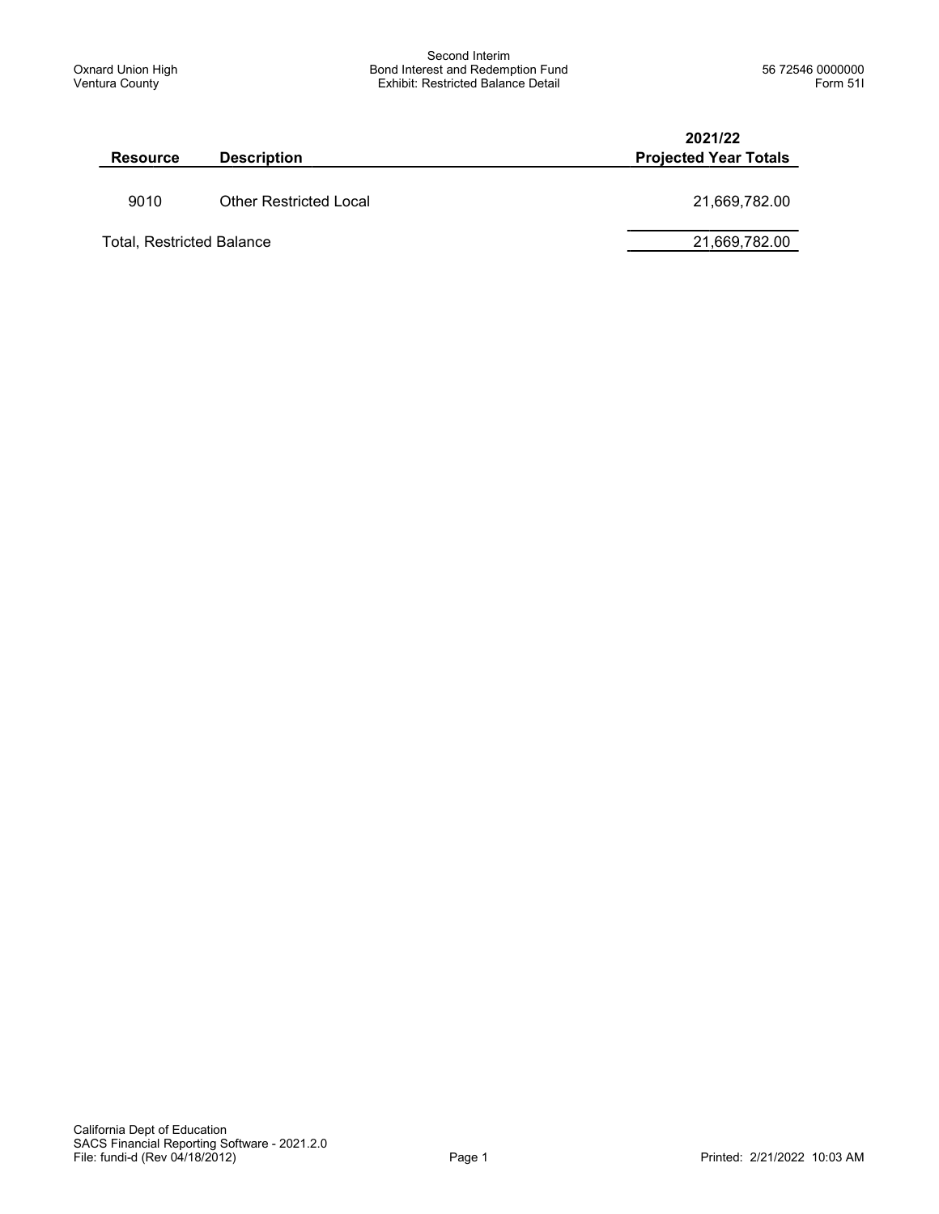Oxnard Union High
Ventura County

Second Interim
Bond Interest and Redemption Fund
Exhibit: Restricted Balance Detail

56 72546 0000000
Form 51I

| Resource | Description | 2021/22 Projected Year Totals |
|---|---|---|
| 9010 | Other Restricted Local | 21,669,782.00 |
| Total, Restricted Balance | | 21,669,782.00 |

California Dept of Education
SACS Financial Reporting Software - 2021.2.0
File: fundi-d (Rev 04/18/2012)

Printed: 2/21/2022 10:03 AM